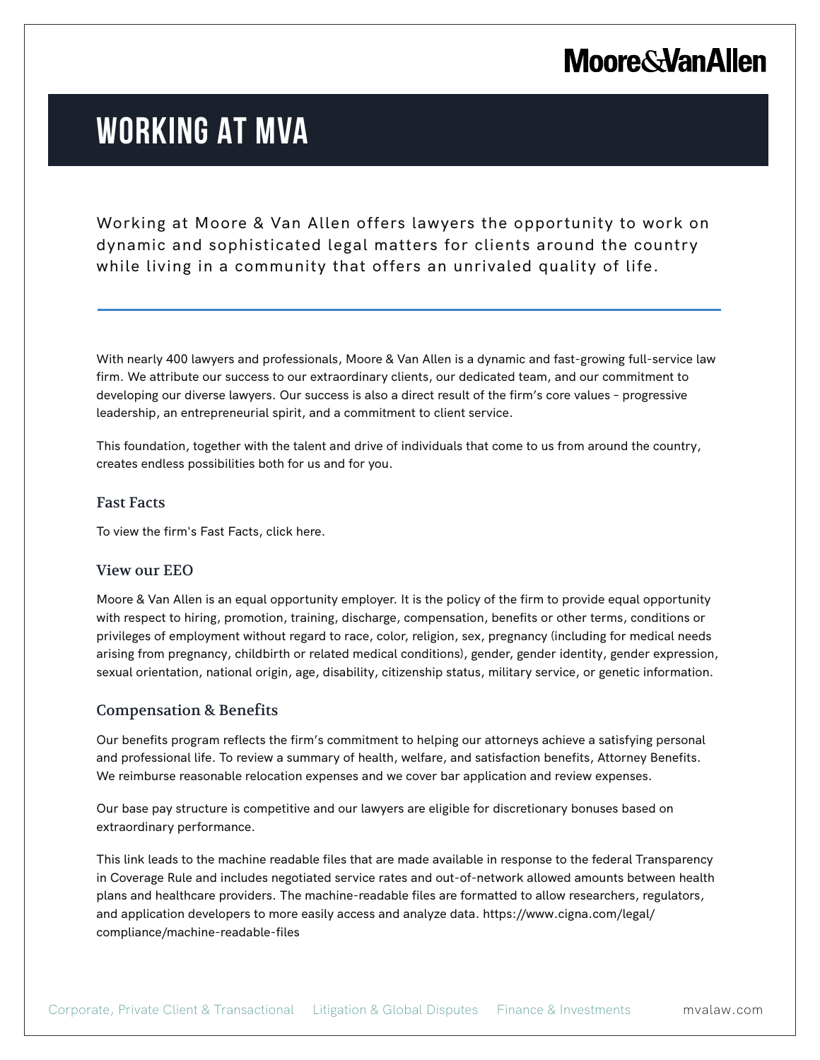Moore&VanAllen

# WORKING AT MVA

Working at Moore & Van Allen offers lawyers the opportunity to work on dynamic and sophisticated legal matters for clients around the country while living in a community that offers an unrivaled quality of life.

With nearly 400 lawyers and professionals, Moore & Van Allen is a dynamic and fast-growing full-service law firm. We attribute our success to our extraordinary clients, our dedicated team, and our commitment to developing our diverse lawyers. Our success is also a direct result of the firm's core values – progressive leadership, an entrepreneurial spirit, and a commitment to client service.

This foundation, together with the talent and drive of individuals that come to us from around the country, creates endless possibilities both for us and for you.

### Fast Facts

To view the firm's Fast Facts, click here.

### View our EEO

Moore & Van Allen is an equal opportunity employer. It is the policy of the firm to provide equal opportunity with respect to hiring, promotion, training, discharge, compensation, benefits or other terms, conditions or privileges of employment without regard to race, color, religion, sex, pregnancy (including for medical needs arising from pregnancy, childbirth or related medical conditions), gender, gender identity, gender expression, sexual orientation, national origin, age, disability, citizenship status, military service, or genetic information.

### Compensation & Benefits

Our benefits program reflects the firm's commitment to helping our attorneys achieve a satisfying personal and professional life. To review a summary of health, welfare, and satisfaction benefits, Attorney Benefits. We reimburse reasonable relocation expenses and we cover bar application and review expenses.

Our base pay structure is competitive and our lawyers are eligible for discretionary bonuses based on extraordinary performance.

This link leads to the machine readable files that are made available in response to the federal Transparency in Coverage Rule and includes negotiated service rates and out-of-network allowed amounts between health plans and healthcare providers. The machine-readable files are formatted to allow researchers, regulators, and application developers to more easily access and analyze data. https://www.cigna.com/legal/compliance/machine-readable-files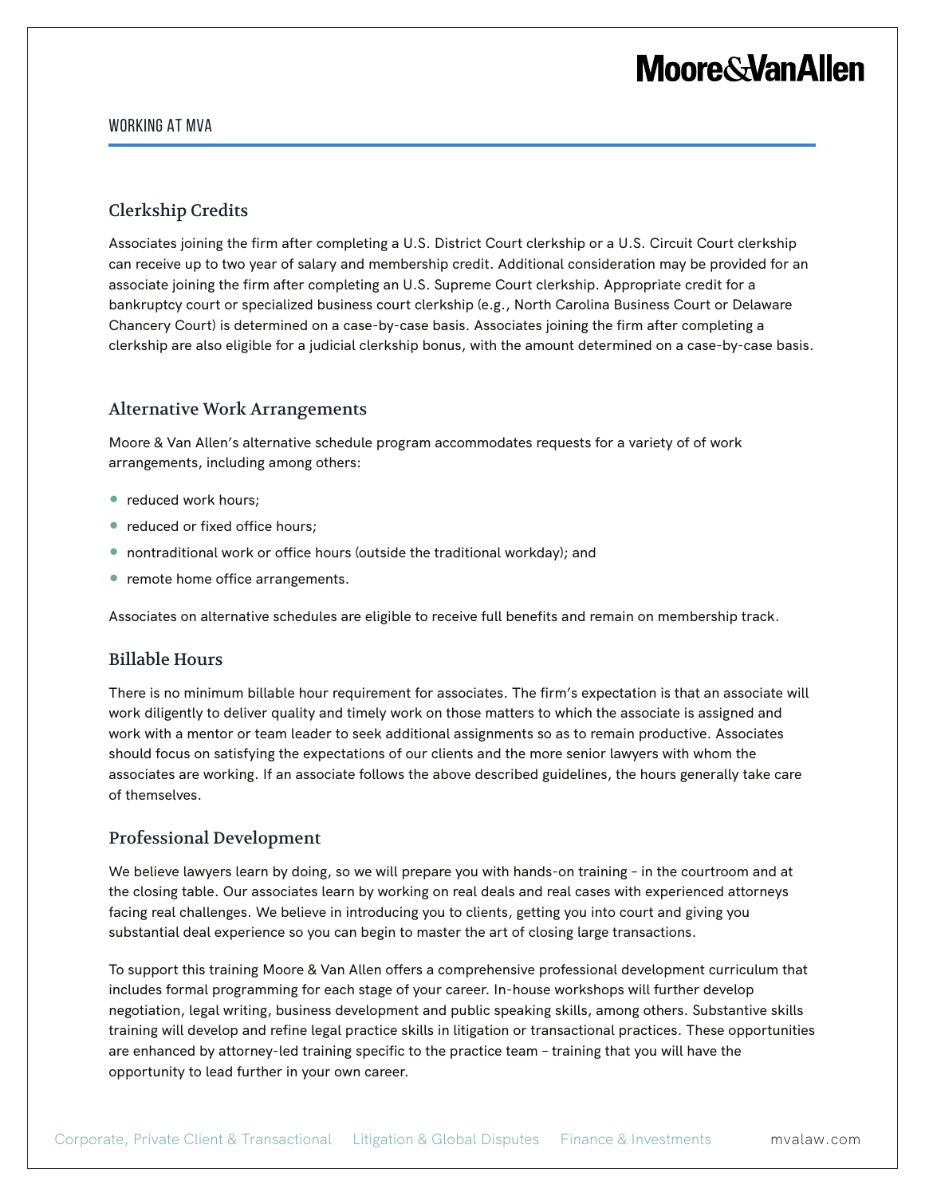## Clerkship Credits

Associates joining the firm after completing a U.S. District Court clerkship or a U.S. Circuit Court clerkship can receive up to two year of salary and membership credit. Additional consideration may be provided for an associate joining the firm after completing an U.S. Supreme Court clerkship. Appropriate credit for a bankruptcy court or specialized business court clerkship (e.g., North Carolina Business Court or Delaware Chancery Court) is determined on a case-by-case basis. Associates joining the firm after completing a clerkship are also eligible for a judicial clerkship bonus, with the amount determined on a case-by-case basis.

## Alternative Work Arrangements

Moore & Van Allen's alternative schedule program accommodates requests for a variety of of work arrangements, including among others:

- reduced work hours;
- reduced or fixed office hours;
- nontraditional work or office hours (outside the traditional workday); and
- remote home office arrangements.

Associates on alternative schedules are eligible to receive full benefits and remain on membership track.

## Billable Hours

There is no minimum billable hour requirement for associates. The firm's expectation is that an associate will work diligently to deliver quality and timely work on those matters to which the associate is assigned and work with a mentor or team leader to seek additional assignments so as to remain productive. Associates should focus on satisfying the expectations of our clients and the more senior lawyers with whom the associates are working. If an associate follows the above described guidelines, the hours generally take care of themselves.

## Professional Development

We believe lawyers learn by doing, so we will prepare you with hands-on training – in the courtroom and at the closing table. Our associates learn by working on real deals and real cases with experienced attorneys facing real challenges. We believe in introducing you to clients, getting you into court and giving you substantial deal experience so you can begin to master the art of closing large transactions.

To support this training Moore & Van Allen offers a comprehensive professional development curriculum that includes formal programming for each stage of your career. In-house workshops will further develop negotiation, legal writing, business development and public speaking skills, among others. Substantive skills training will develop and refine legal practice skills in litigation or transactional practices. These opportunities are enhanced by attorney-led training specific to the practice team – training that you will have the opportunity to lead further in your own career.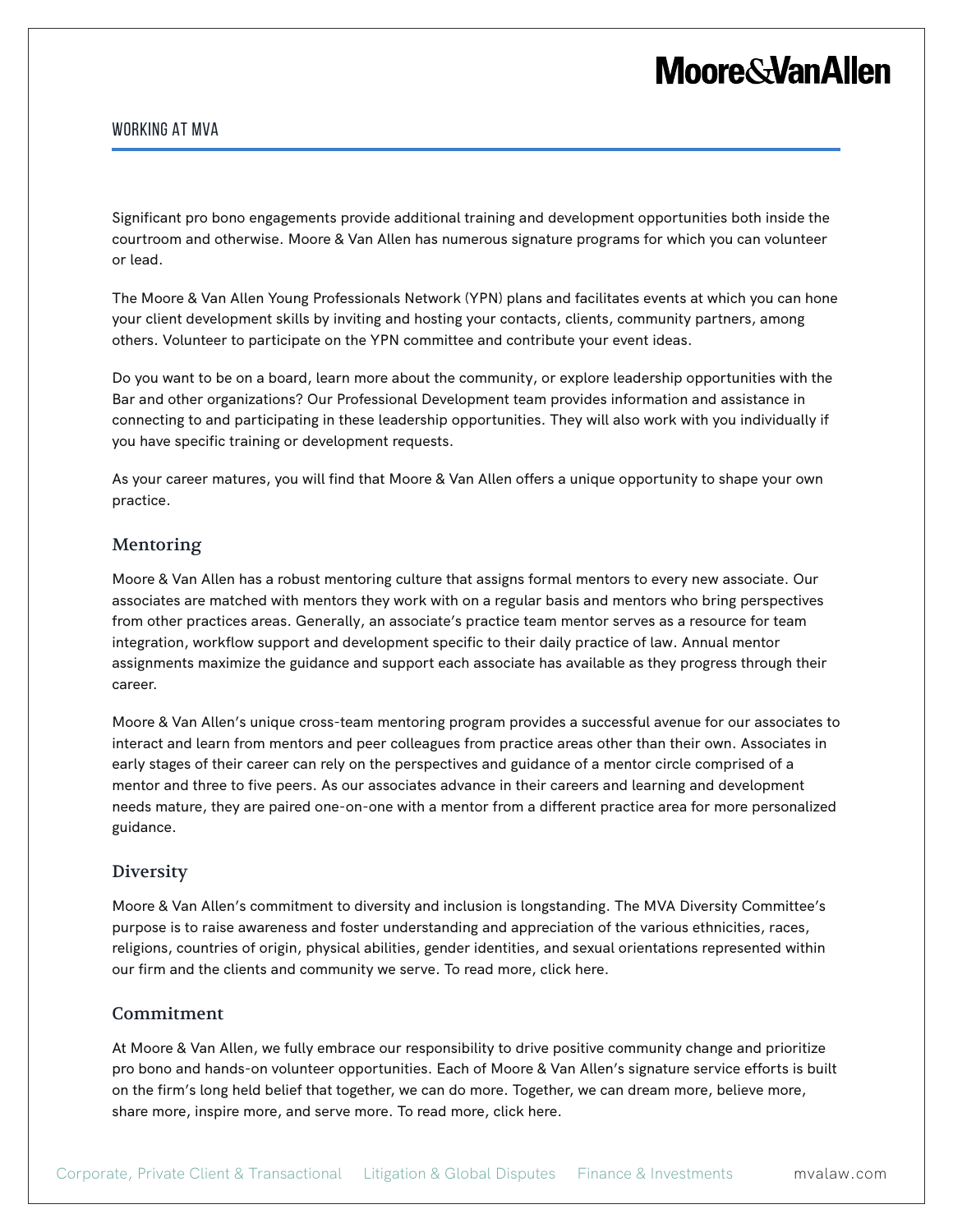Significant pro bono engagements provide additional training and development opportunities both inside the courtroom and otherwise. Moore & Van Allen has numerous signature programs for which you can volunteer or lead.

The Moore & Van Allen Young Professionals Network (YPN) plans and facilitates events at which you can hone your client development skills by inviting and hosting your contacts, clients, community partners, among others. Volunteer to participate on the YPN committee and contribute your event ideas.

Do you want to be on a board, learn more about the community, or explore leadership opportunities with the Bar and other organizations? Our Professional Development team provides information and assistance in connecting to and participating in these leadership opportunities. They will also work with you individually if you have specific training or development requests.

As your career matures, you will find that Moore & Van Allen offers a unique opportunity to shape your own practice.

## Mentoring

Moore & Van Allen has a robust mentoring culture that assigns formal mentors to every new associate. Our associates are matched with mentors they work with on a regular basis and mentors who bring perspectives from other practices areas. Generally, an associate's practice team mentor serves as a resource for team integration, workflow support and development specific to their daily practice of law. Annual mentor assignments maximize the guidance and support each associate has available as they progress through their career.

Moore & Van Allen's unique cross-team mentoring program provides a successful avenue for our associates to interact and learn from mentors and peer colleagues from practice areas other than their own. Associates in early stages of their career can rely on the perspectives and guidance of a mentor circle comprised of a mentor and three to five peers. As our associates advance in their careers and learning and development needs mature, they are paired one-on-one with a mentor from a different practice area for more personalized guidance.

## Diversity

Moore & Van Allen's commitment to diversity and inclusion is longstanding. The MVA Diversity Committee's purpose is to raise awareness and foster understanding and appreciation of the various ethnicities, races, religions, countries of origin, physical abilities, gender identities, and sexual orientations represented within our firm and the clients and community we serve. To read more, click here.

## Commitment

At Moore & Van Allen, we fully embrace our responsibility to drive positive community change and prioritize pro bono and hands-on volunteer opportunities. Each of Moore & Van Allen's signature service efforts is built on the firm's long held belief that together, we can do more. Together, we can dream more, believe more, share more, inspire more, and serve more. To read more, click here.